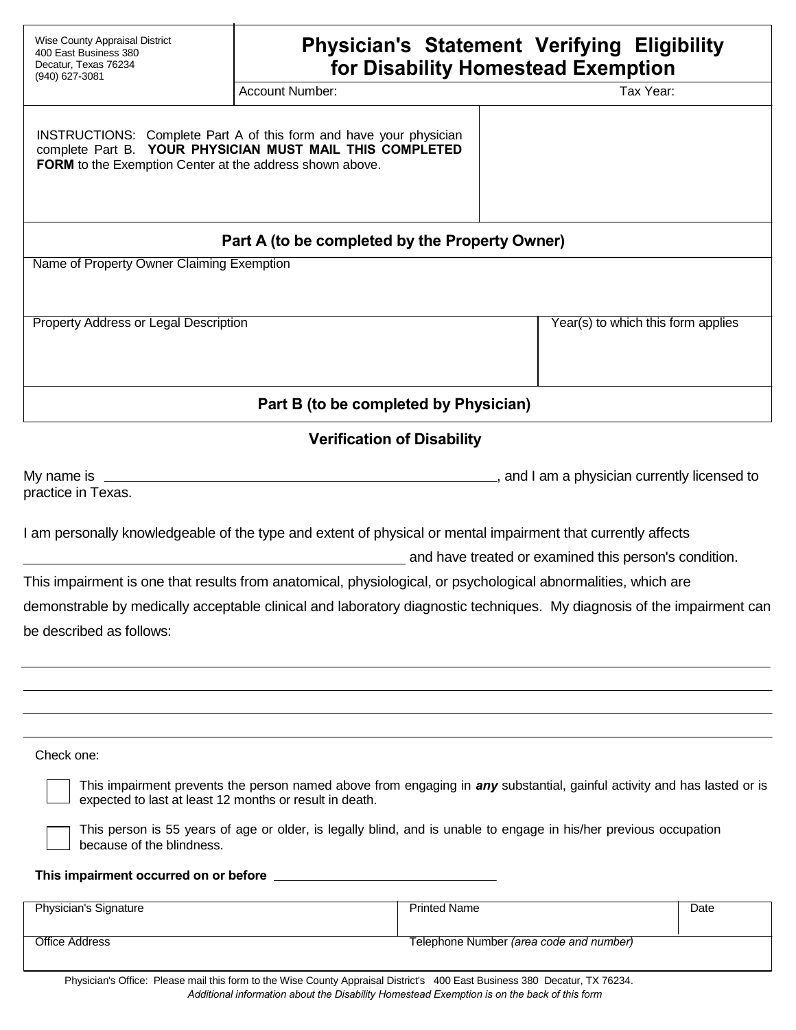Wise County Appraisal District
400 East Business 380
Decatur, Texas 76234
(940) 627-3081

# Physician's Statement Verifying Eligibility for Disability Homestead Exemption

Account Number: Tax Year:

INSTRUCTIONS: Complete Part A of this form and have your physician complete Part B. **YOUR PHYSICIAN MUST MAIL THIS COMPLETED FORM** to the Exemption Center at the address shown above.

## Part A (to be completed by the Property Owner)

| Name of Property Owner Claiming Exemption | |
|---|---|
| Property Address or Legal Description | Year(s) to which this form applies |

## Part B (to be completed by Physician)

### Verification of Disability

My name is ______________________________, and I am a physician currently licensed to practice in Texas.

I am personally knowledgeable of the type and extent of physical or mental impairment that currently affects ______________________________ and have treated or examined this person's condition. This impairment is one that results from anatomical, physiological, or psychological abnormalities, which are demonstrable by medically acceptable clinical and laboratory diagnostic techniques. My diagnosis of the impairment can be described as follows:

______________________________________________________________

______________________________________________________________

______________________________________________________________

______________________________________________________________

Check one:

- [ ] This impairment prevents the person named above from engaging in ***any*** substantial, gainful activity and has lasted or is expected to last at least 12 months or result in death.
- [ ] This person is 55 years of age or older, is legally blind, and is unable to engage in his/her previous occupation because of the blindness.

**This impairment occurred on or before** ______________________

| Physician's Signature | Printed Name | Date |
|---|---|---|
| Office Address | Telephone Number *(area code and number)* | |

Physician's Office: Please mail this form to the Wise County Appraisal District's 400 East Business 380 Decatur, TX 76234.

*Additional information about the Disability Homestead Exemption is on the back of this form*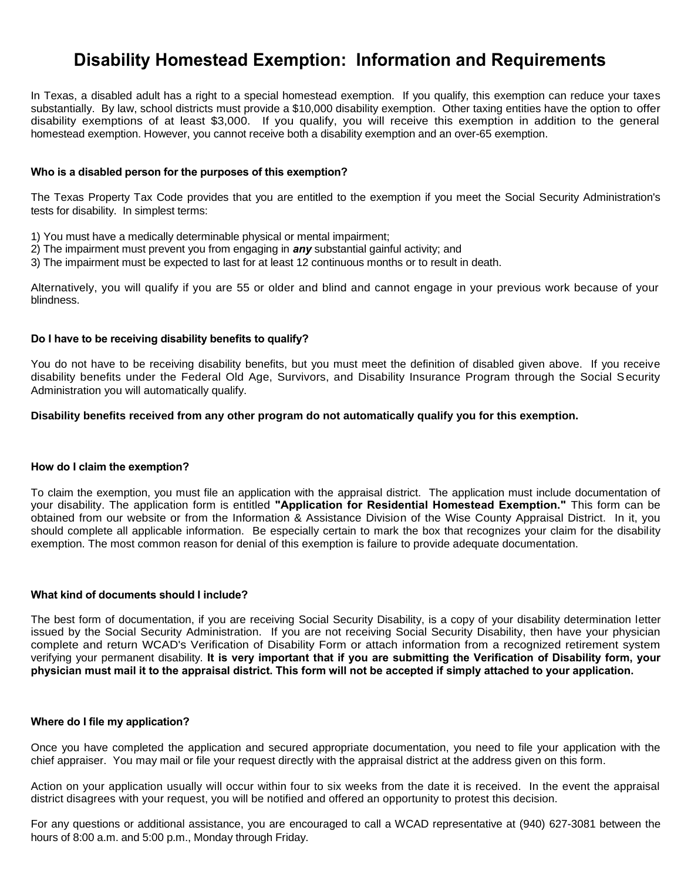# Disability Homestead Exemption: Information and Requirements

In Texas, a disabled adult has a right to a special homestead exemption. If you qualify, this exemption can reduce your taxes substantially. By law, school districts must provide a $10,000 disability exemption. Other taxing entities have the option to offer disability exemptions of at least $3,000. If you qualify, you will receive this exemption in addition to the general homestead exemption. However, you cannot receive both a disability exemption and an over-65 exemption.

**Who is a disabled person for the purposes of this exemption?**

The Texas Property Tax Code provides that you are entitled to the exemption if you meet the Social Security Administration's tests for disability. In simplest terms:

1) You must have a medically determinable physical or mental impairment;
2) The impairment must prevent you from engaging in ***any*** substantial gainful activity; and
3) The impairment must be expected to last for at least 12 continuous months or to result in death.

Alternatively, you will qualify if you are 55 or older and blind and cannot engage in your previous work because of your blindness.

**Do I have to be receiving disability benefits to qualify?**

You do not have to be receiving disability benefits, but you must meet the definition of disabled given above. If you receive disability benefits under the Federal Old Age, Survivors, and Disability Insurance Program through the Social Security Administration you will automatically qualify.

**Disability benefits received from any other program do not automatically qualify you for this exemption.**

**How do I claim the exemption?**

To claim the exemption, you must file an application with the appraisal district. The application must include documentation of your disability. The application form is entitled **"Application for Residential Homestead Exemption."** This form can be obtained from our website or from the Information & Assistance Division of the Wise County Appraisal District. In it, you should complete all applicable information. Be especially certain to mark the box that recognizes your claim for the disability exemption. The most common reason for denial of this exemption is failure to provide adequate documentation.

**What kind of documents should I include?**

The best form of documentation, if you are receiving Social Security Disability, is a copy of your disability determination letter issued by the Social Security Administration. If you are not receiving Social Security Disability, then have your physician complete and return WCAD's Verification of Disability Form or attach information from a recognized retirement system verifying your permanent disability. **It is very important that if you are submitting the Verification of Disability form, your physician must mail it to the appraisal district. This form will not be accepted if simply attached to your application.**

**Where do I file my application?**

Once you have completed the application and secured appropriate documentation, you need to file your application with the chief appraiser. You may mail or file your request directly with the appraisal district at the address given on this form.

Action on your application usually will occur within four to six weeks from the date it is received. In the event the appraisal district disagrees with your request, you will be notified and offered an opportunity to protest this decision.

For any questions or additional assistance, you are encouraged to call a WCAD representative at (940) 627-3081 between the hours of 8:00 a.m. and 5:00 p.m., Monday through Friday.